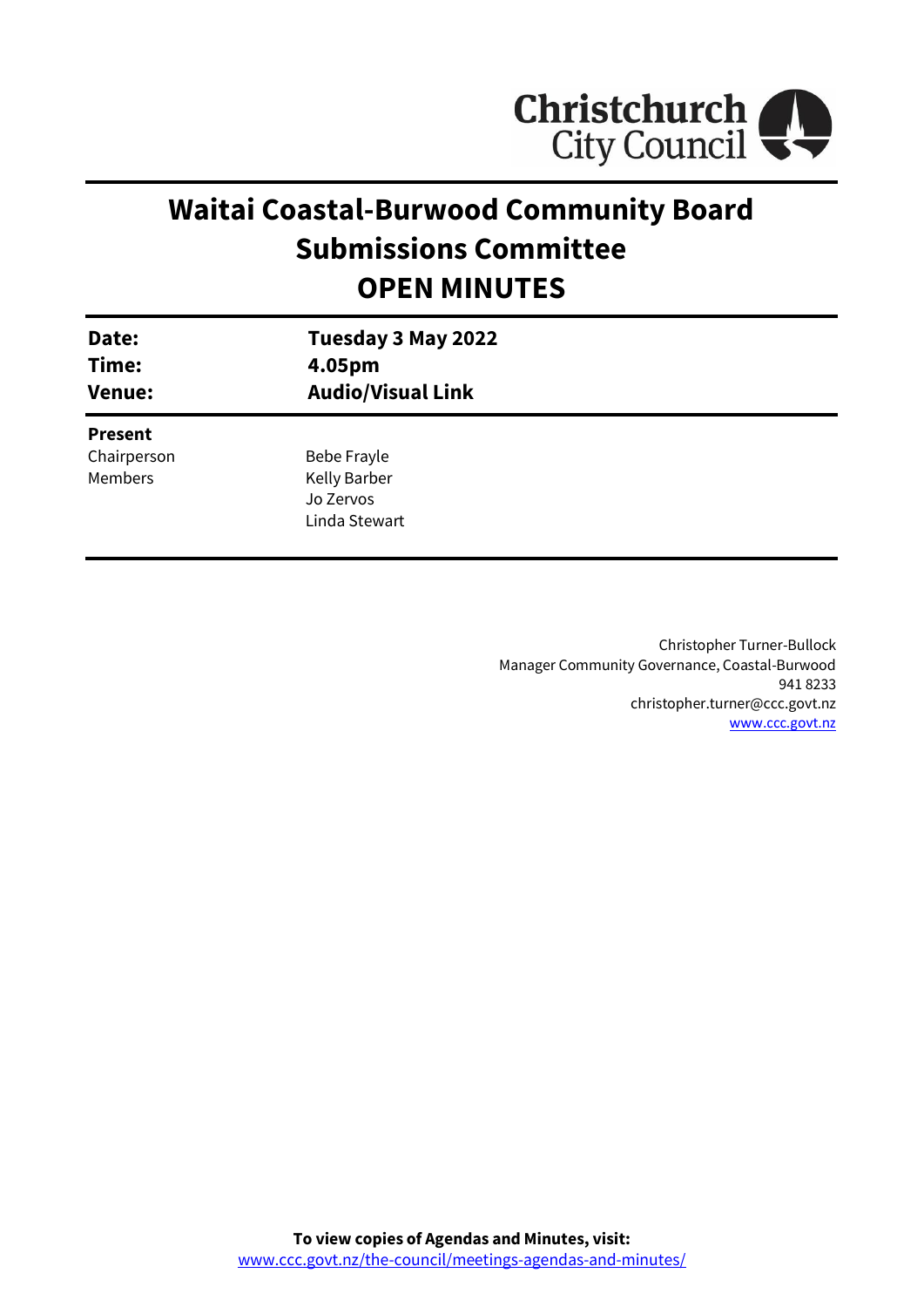# Waitai Coastal-Burwood Community Board Submissions Committee OPEN MINUTES

| | |
|---|---|
| **Date:** | **Tuesday 3 May 2022** |
| **Time:** | **4.05pm** |
| **Venue:** | **Audio/Visual Link** |

**Present**

| | |
|---|---|
| Chairperson | Bebe Frayle |
| Members | Kelly Barber |
| | Jo Zervos |
| | Linda Stewart |

Christopher Turner-Bullock
Manager Community Governance, Coastal-Burwood
941 8233
christopher.turner@ccc.govt.nz
www.ccc.govt.nz

**To view copies of Agendas and Minutes, visit:**
www.ccc.govt.nz/the-council/meetings-agendas-and-minutes/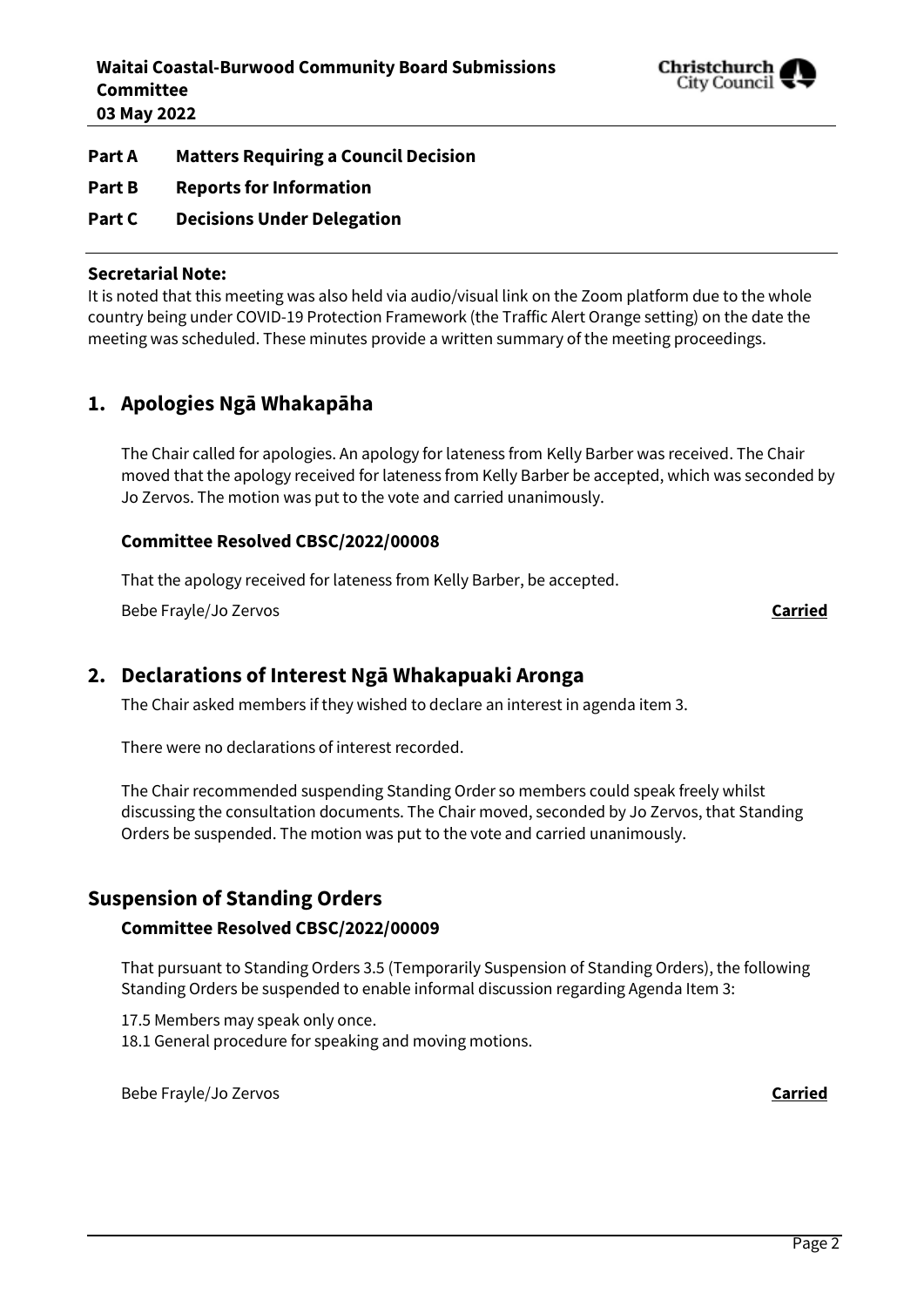**Part A Matters Requiring a Council Decision**

**Part B Reports for Information**

**Part C Decisions Under Delegation**

**Secretarial Note:**
It is noted that this meeting was also held via audio/visual link on the Zoom platform due to the whole country being under COVID-19 Protection Framework (the Traffic Alert Orange setting) on the date the meeting was scheduled. These minutes provide a written summary of the meeting proceedings.

## 1. Apologies Ngā Whakapāha

The Chair called for apologies. An apology for lateness from Kelly Barber was received. The Chair moved that the apology received for lateness from Kelly Barber be accepted, which was seconded by Jo Zervos. The motion was put to the vote and carried unanimously.

### Committee Resolved CBSC/2022/00008

That the apology received for lateness from Kelly Barber, be accepted.

Bebe Frayle/Jo Zervos **Carried**

## 2. Declarations of Interest Ngā Whakapuaki Aronga

The Chair asked members if they wished to declare an interest in agenda item 3.

There were no declarations of interest recorded.

The Chair recommended suspending Standing Order so members could speak freely whilst discussing the consultation documents. The Chair moved, seconded by Jo Zervos, that Standing Orders be suspended. The motion was put to the vote and carried unanimously.

## Suspension of Standing Orders

### Committee Resolved CBSC/2022/00009

That pursuant to Standing Orders 3.5 (Temporarily Suspension of Standing Orders), the following Standing Orders be suspended to enable informal discussion regarding Agenda Item 3:

17.5 Members may speak only once.
18.1 General procedure for speaking and moving motions.

Bebe Frayle/Jo Zervos **Carried**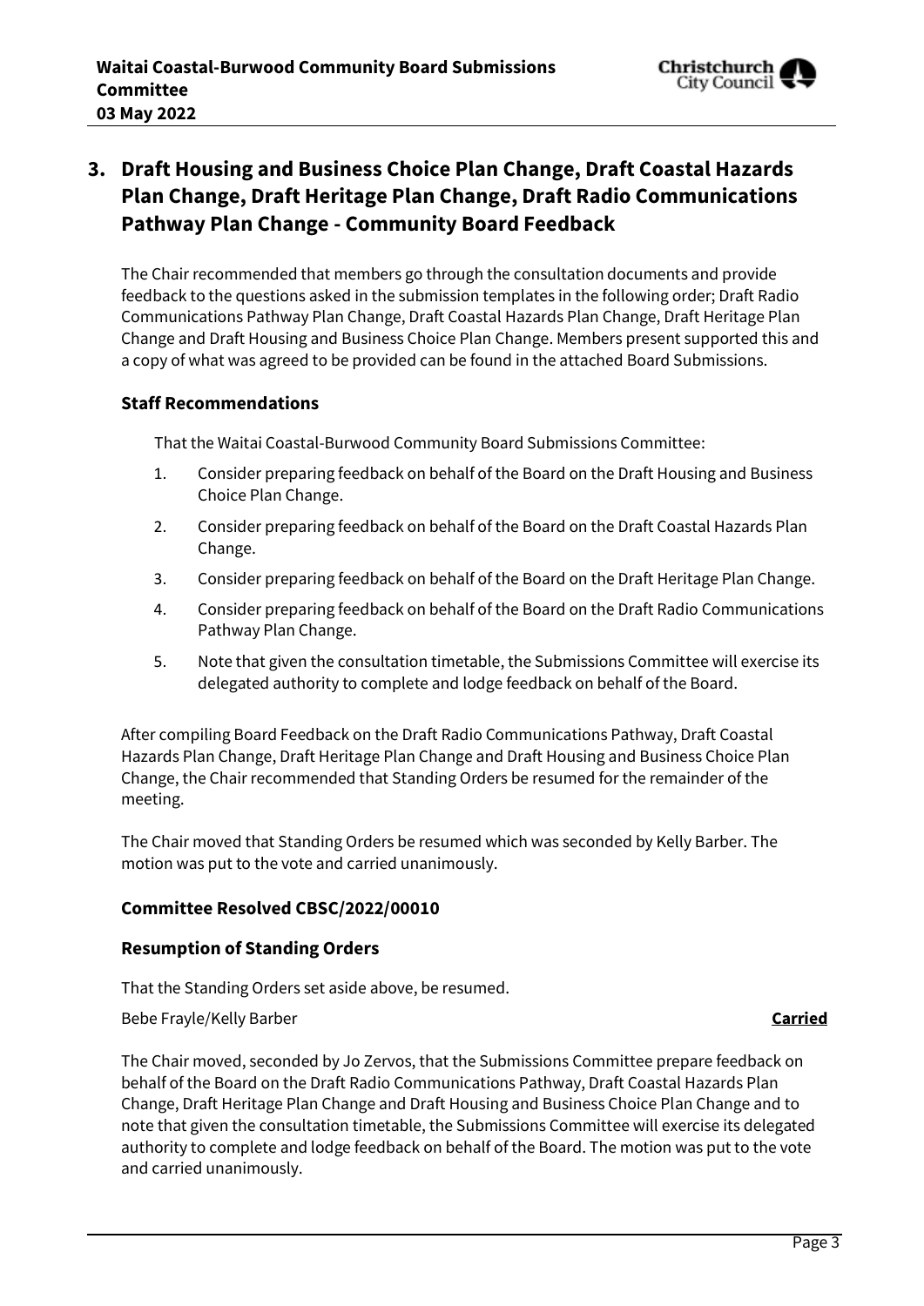## 3. Draft Housing and Business Choice Plan Change, Draft Coastal Hazards Plan Change, Draft Heritage Plan Change, Draft Radio Communications Pathway Plan Change - Community Board Feedback

The Chair recommended that members go through the consultation documents and provide feedback to the questions asked in the submission templates in the following order; Draft Radio Communications Pathway Plan Change, Draft Coastal Hazards Plan Change, Draft Heritage Plan Change and Draft Housing and Business Choice Plan Change. Members present supported this and a copy of what was agreed to be provided can be found in the attached Board Submissions.

### Staff Recommendations

That the Waitai Coastal-Burwood Community Board Submissions Committee:

1. Consider preparing feedback on behalf of the Board on the Draft Housing and Business Choice Plan Change.
2. Consider preparing feedback on behalf of the Board on the Draft Coastal Hazards Plan Change.
3. Consider preparing feedback on behalf of the Board on the Draft Heritage Plan Change.
4. Consider preparing feedback on behalf of the Board on the Draft Radio Communications Pathway Plan Change.
5. Note that given the consultation timetable, the Submissions Committee will exercise its delegated authority to complete and lodge feedback on behalf of the Board.

After compiling Board Feedback on the Draft Radio Communications Pathway, Draft Coastal Hazards Plan Change, Draft Heritage Plan Change and Draft Housing and Business Choice Plan Change, the Chair recommended that Standing Orders be resumed for the remainder of the meeting.

The Chair moved that Standing Orders be resumed which was seconded by Kelly Barber. The motion was put to the vote and carried unanimously.

### Committee Resolved CBSC/2022/00010

### Resumption of Standing Orders

That the Standing Orders set aside above, be resumed.

Bebe Frayle/Kelly Barber **Carried**

The Chair moved, seconded by Jo Zervos, that the Submissions Committee prepare feedback on behalf of the Board on the Draft Radio Communications Pathway, Draft Coastal Hazards Plan Change, Draft Heritage Plan Change and Draft Housing and Business Choice Plan Change and to note that given the consultation timetable, the Submissions Committee will exercise its delegated authority to complete and lodge feedback on behalf of the Board. The motion was put to the vote and carried unanimously.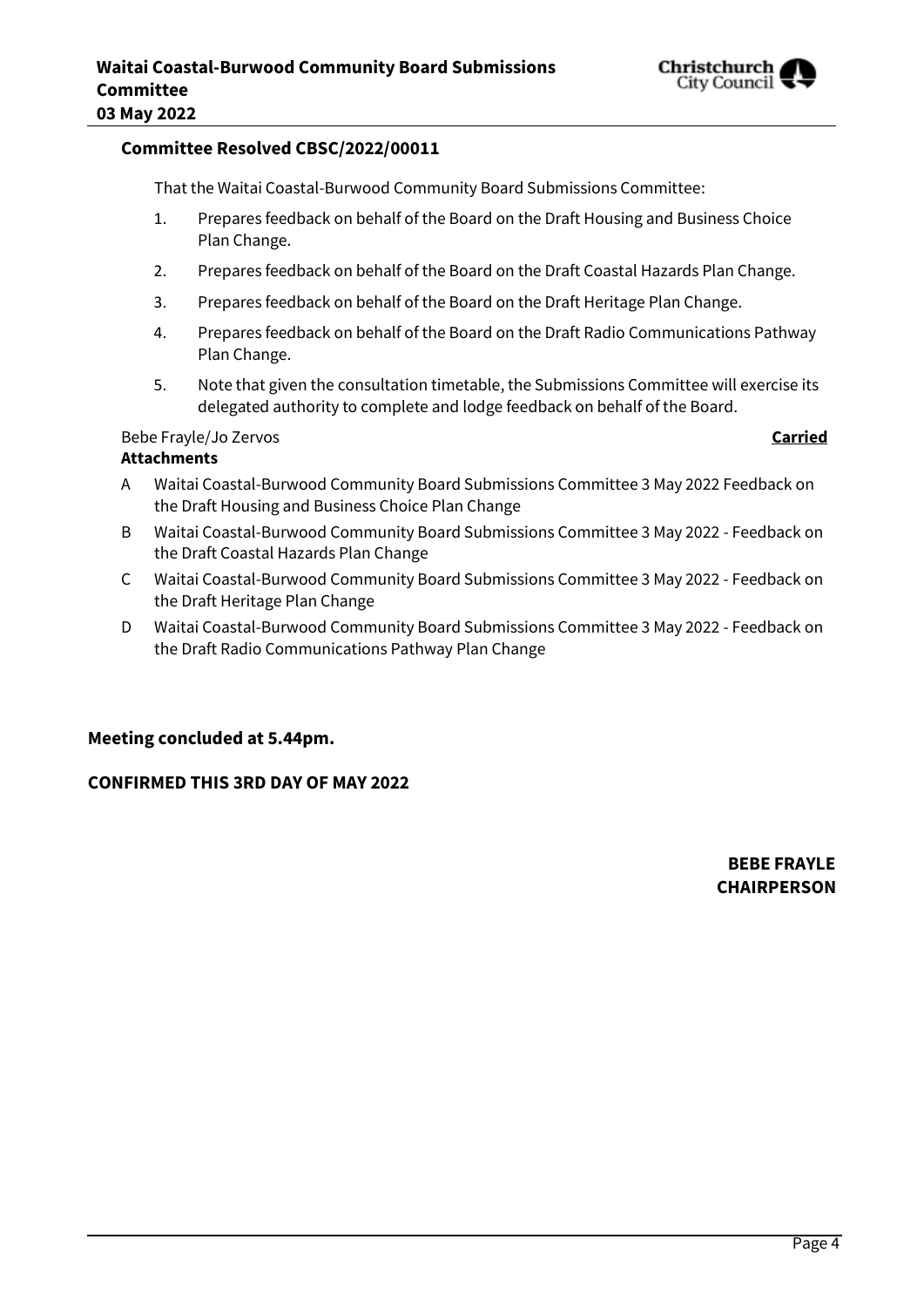**Committee Resolved CBSC/2022/00011**

That the Waitai Coastal-Burwood Community Board Submissions Committee:

1. Prepares feedback on behalf of the Board on the Draft Housing and Business Choice Plan Change.
2. Prepares feedback on behalf of the Board on the Draft Coastal Hazards Plan Change.
3. Prepares feedback on behalf of the Board on the Draft Heritage Plan Change.
4. Prepares feedback on behalf of the Board on the Draft Radio Communications Pathway Plan Change.
5. Note that given the consultation timetable, the Submissions Committee will exercise its delegated authority to complete and lodge feedback on behalf of the Board.

Bebe Frayle/Jo Zervos **Carried**

**Attachments**

A Waitai Coastal-Burwood Community Board Submissions Committee 3 May 2022 Feedback on the Draft Housing and Business Choice Plan Change

B Waitai Coastal-Burwood Community Board Submissions Committee 3 May 2022 - Feedback on the Draft Coastal Hazards Plan Change

C Waitai Coastal-Burwood Community Board Submissions Committee 3 May 2022 - Feedback on the Draft Heritage Plan Change

D Waitai Coastal-Burwood Community Board Submissions Committee 3 May 2022 - Feedback on the Draft Radio Communications Pathway Plan Change

**Meeting concluded at 5.44pm.**

**CONFIRMED THIS 3RD DAY OF MAY 2022**

**BEBE FRAYLE**
**CHAIRPERSON**